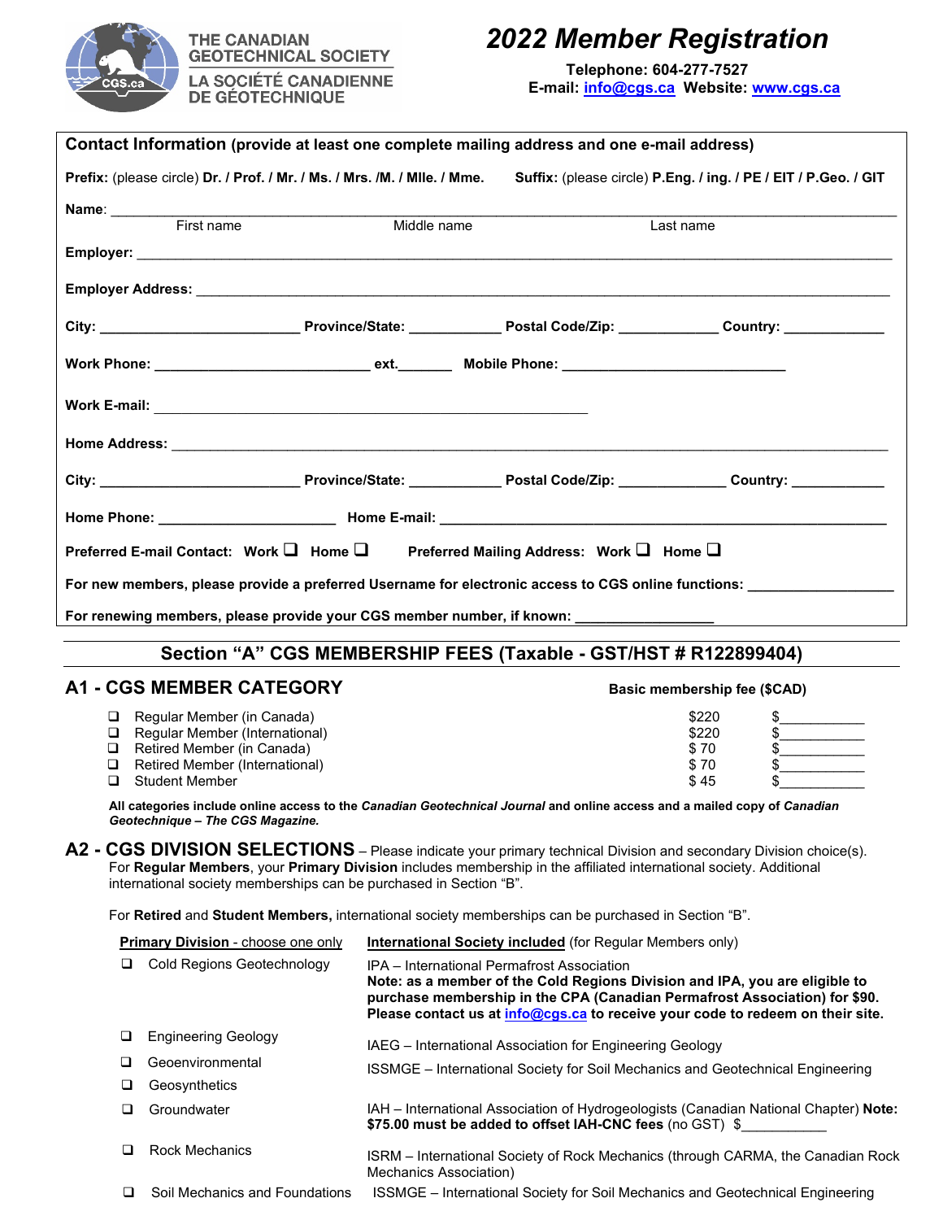THE CANADIAN GEOTECHNICAL SOCIETY
LA SOCIÉTÉ CANADIENNE DE GÉOTECHNIQUE

# 2022 Member Registration

**Telephone: 604-277-7527**
**E-mail: info@cgs.ca Website: www.cgs.ca**

## Contact Information (provide at least one complete mailing address and one e-mail address)

**Prefix:** (please circle) **Dr. / Prof. / Mr. / Ms. / Mrs. /M. / Mlle. / Mme.** **Suffix:** (please circle) **P.Eng. / ing. / PE / EIT / P.Geo. / GIT**

**Name**: ______________________________________________________________
First name Middle name Last name

**Employer:** ______________________________________________________________

**Employer Address:** ______________________________________________________________

**City:** ____________ **Province/State:** ____________ **Postal Code/Zip:** ____________ **Country:** ____________

**Work Phone:** ____________ **ext.**_______ **Mobile Phone:** ____________

**Work E-mail:** ______________________________________________________________

**Home Address:** ______________________________________________________________

**City:** ____________ **Province/State:** ____________ **Postal Code/Zip:** ____________ **Country:** ____________

**Home Phone:** ____________ **Home E-mail:** ____________

**Preferred E-mail Contact: Work ❑ Home ❑** **Preferred Mailing Address: Work ❑ Home ❑**

**For new members, please provide a preferred Username for electronic access to CGS online functions:** ____________

**For renewing members, please provide your CGS member number, if known:** ____________

## Section "A" CGS MEMBERSHIP FEES (Taxable - GST/HST # R122899404)

### A1 - CGS MEMBER CATEGORY

| | Basic membership fee ($CAD) | |
|---|---|---|
| ❑ Regular Member (in Canada) | $220 | $__________ |
| ❑ Regular Member (International) | $220 | $__________ |
| ❑ Retired Member (in Canada) | $ 70 | $__________ |
| ❑ Retired Member (International) | $ 70 | $__________ |
| ❑ Student Member | $ 45 | $__________ |

**All categories include online access to the *Canadian Geotechnical Journal* and online access and a mailed copy of *Canadian Geotechnique – The CGS Magazine.***

### A2 - CGS DIVISION SELECTIONS – Please indicate your primary technical Division and secondary Division choice(s).

For **Regular Members**, your **Primary Division** includes membership in the affiliated international society. Additional international society memberships can be purchased in Section "B".

For **Retired** and **Student Members,** international society memberships can be purchased in Section "B".

| Primary Division - choose one only | International Society included (for Regular Members only) |
|---|---|
| ❑ Cold Regions Geotechnology | IPA – International Permafrost Association **Note: as a member of the Cold Regions Division and IPA, you are eligible to purchase membership in the CPA (Canadian Permafrost Association) for $90. Please contact us at info@cgs.ca to receive your code to redeem on their site.** |
| ❑ Engineering Geology | IAEG – International Association for Engineering Geology |
| ❑ Geoenvironmental | ISSMGE – International Society for Soil Mechanics and Geotechnical Engineering |
| ❑ Geosynthetics | |
| ❑ Groundwater | IAH – International Association of Hydrogeologists (Canadian National Chapter) **Note: $75.00 must be added to offset IAH-CNC fees** (no GST) $__________ |
| ❑ Rock Mechanics | ISRM – International Society of Rock Mechanics (through CARMA, the Canadian Rock Mechanics Association) |
| ❑ Soil Mechanics and Foundations | ISSMGE – International Society for Soil Mechanics and Geotechnical Engineering |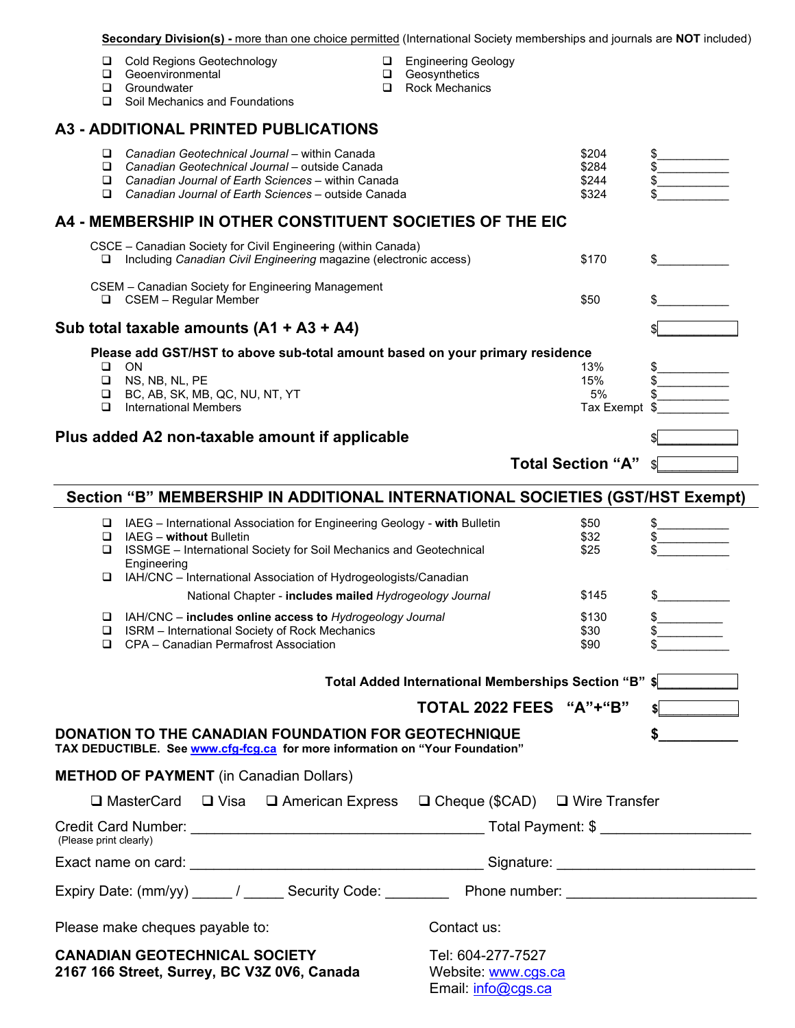**Secondary Division(s) -** more than one choice permitted (International Society memberships and journals are **NOT** included)

- ❑ Cold Regions Geotechnology
- ❑ Geoenvironmental
- ❑ Groundwater
- ❑ Soil Mechanics and Foundations
- ❑ Engineering Geology
- ❑ Geosynthetics
- ❑ Rock Mechanics

## A3 - ADDITIONAL PRINTED PUBLICATIONS

| | | |
|---|---|---|
| ❑ *Canadian Geotechnical Journal* – within Canada | $204 | $___________ |
| ❑ *Canadian Geotechnical Journal* – outside Canada | $284 | $___________ |
| ❑ *Canadian Journal of Earth Sciences* – within Canada | $244 | $___________ |
| ❑ *Canadian Journal of Earth Sciences* – outside Canada | $324 | $___________ |

## A4 - MEMBERSHIP IN OTHER CONSTITUENT SOCIETIES OF THE EIC

CSCE – Canadian Society for Civil Engineering (within Canada)

| | | |
|---|---|---|
| ❑ Including *Canadian Civil Engineering* magazine (electronic access) | $170 | $___________ |

CSEM – Canadian Society for Engineering Management

| | | |
|---|---|---|
| ❑ CSEM – Regular Member | $50 | $___________ |

**Sub total taxable amounts (A1 + A3 + A4)** $___________

**Please add GST/HST to above sub-total amount based on your primary residence**

| | | |
|---|---|---|
| ❑ ON | 13% | $___________ |
| ❑ NS, NB, NL, PE | 15% | $___________ |
| ❑ BC, AB, SK, MB, QC, NU, NT, YT | 5% | $___________ |
| ❑ International Members | Tax Exempt | $___________ |

**Plus added A2 non-taxable amount if applicable** $___________

**Total Section "A"** $___________

## Section "B" MEMBERSHIP IN ADDITIONAL INTERNATIONAL SOCIETIES (GST/HST Exempt)

| | | |
|---|---|---|
| ❑ IAEG – International Association for Engineering Geology - **with** Bulletin | $50 | $___________ |
| ❑ IAEG – **without** Bulletin | $32 | $___________ |
| ❑ ISSMGE – International Society for Soil Mechanics and Geotechnical Engineering | $25 | $___________ |
| ❑ IAH/CNC – International Association of Hydrogeologists/Canadian National Chapter - **includes mailed** *Hydrogeology Journal* | $145 | $___________ |
| ❑ IAH/CNC – **includes online access to** *Hydrogeology Journal* | $130 | $___________ |
| ❑ ISRM – International Society of Rock Mechanics | $30 | $___________ |
| ❑ CPA – Canadian Permafrost Association | $90 | $___________ |

**Total Added International Memberships Section "B"** $___________

**TOTAL 2022 FEES "A"+"B"** $___________

**DONATION TO THE CANADIAN FOUNDATION FOR GEOTECHNIQUE** **$___________**
**TAX DEDUCTIBLE. See www.cfg-fcg.ca for more information on "Your Foundation"**

**METHOD OF PAYMENT** (in Canadian Dollars)

❑ MasterCard ❑ Visa ❑ American Express ❑ Cheque ($CAD) ❑ Wire Transfer

Credit Card Number: ____________________________________ Total Payment: $ __________________
(Please print clearly)

Exact name on card: ____________________________________ Signature: ________________________

Expiry Date: (mm/yy) _____ / _____ Security Code: ________ Phone number: ________________________

Please make cheques payable to:

**CANADIAN GEOTECHNICAL SOCIETY**
**2167 166 Street, Surrey, BC V3Z 0V6, Canada**

Contact us:

Tel: 604-277-7527
Website: www.cgs.ca
Email: info@cgs.ca